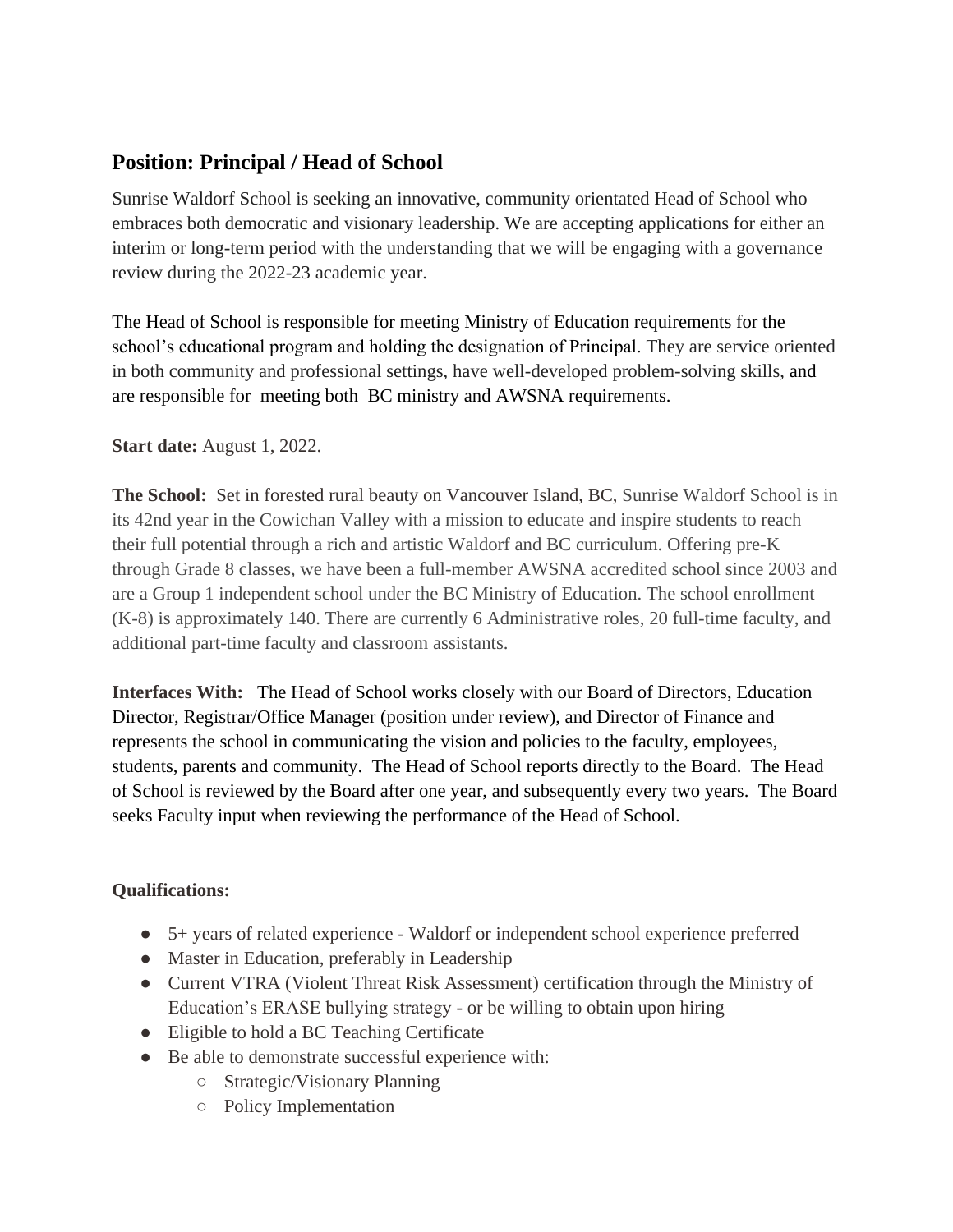## Position: Principal / Head of School

Sunrise Waldorf School is seeking an innovative, community orientated Head of School who embraces both democratic and visionary leadership. We are accepting applications for either an interim or long-term period with the understanding that we will be engaging with a governance review during the 2022-23 academic year.

The Head of School is responsible for meeting Ministry of Education requirements for the school's educational program and holding the designation of Principal. They are service oriented in both community and professional settings, have well-developed problem-solving skills, and are responsible for meeting both BC ministry and AWSNA requirements.

**Start date:** August 1, 2022.

**The School:** Set in forested rural beauty on Vancouver Island, BC, Sunrise Waldorf School is in its 42nd year in the Cowichan Valley with a mission to educate and inspire students to reach their full potential through a rich and artistic Waldorf and BC curriculum. Offering pre-K through Grade 8 classes, we have been a full-member AWSNA accredited school since 2003 and are a Group 1 independent school under the BC Ministry of Education. The school enrollment (K-8) is approximately 140. There are currently 6 Administrative roles, 20 full-time faculty, and additional part-time faculty and classroom assistants.

**Interfaces With:** The Head of School works closely with our Board of Directors, Education Director, Registrar/Office Manager (position under review), and Director of Finance and represents the school in communicating the vision and policies to the faculty, employees, students, parents and community. The Head of School reports directly to the Board. The Head of School is reviewed by the Board after one year, and subsequently every two years. The Board seeks Faculty input when reviewing the performance of the Head of School.

**Qualifications:**

- 5+ years of related experience - Waldorf or independent school experience preferred
- Master in Education, preferably in Leadership
- Current VTRA (Violent Threat Risk Assessment) certification through the Ministry of Education's ERASE bullying strategy - or be willing to obtain upon hiring
- Eligible to hold a BC Teaching Certificate
- Be able to demonstrate successful experience with:
  - Strategic/Visionary Planning
  - Policy Implementation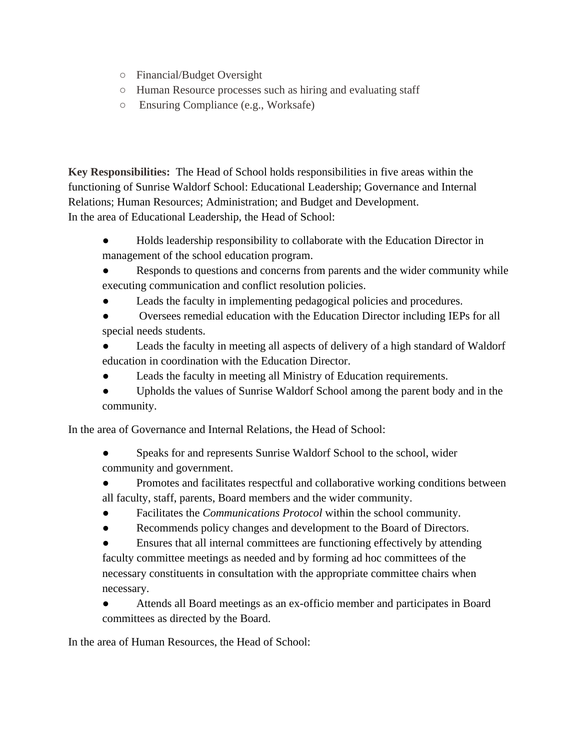- Financial/Budget Oversight
    - Human Resource processes such as hiring and evaluating staff
    - Ensuring Compliance (e.g., Worksafe)

**Key Responsibilities:** The Head of School holds responsibilities in five areas within the functioning of Sunrise Waldorf School: Educational Leadership; Governance and Internal Relations; Human Resources; Administration; and Budget and Development.

In the area of Educational Leadership, the Head of School:

- Holds leadership responsibility to collaborate with the Education Director in management of the school education program.
- Responds to questions and concerns from parents and the wider community while executing communication and conflict resolution policies.
- Leads the faculty in implementing pedagogical policies and procedures.
- Oversees remedial education with the Education Director including IEPs for all special needs students.
- Leads the faculty in meeting all aspects of delivery of a high standard of Waldorf education in coordination with the Education Director.
- Leads the faculty in meeting all Ministry of Education requirements.
- Upholds the values of Sunrise Waldorf School among the parent body and in the community.

In the area of Governance and Internal Relations, the Head of School:

- Speaks for and represents Sunrise Waldorf School to the school, wider community and government.
- Promotes and facilitates respectful and collaborative working conditions between all faculty, staff, parents, Board members and the wider community.
- Facilitates the *Communications Protocol* within the school community.
- Recommends policy changes and development to the Board of Directors.
- Ensures that all internal committees are functioning effectively by attending faculty committee meetings as needed and by forming ad hoc committees of the necessary constituents in consultation with the appropriate committee chairs when necessary.
- Attends all Board meetings as an ex-officio member and participates in Board committees as directed by the Board.

In the area of Human Resources, the Head of School: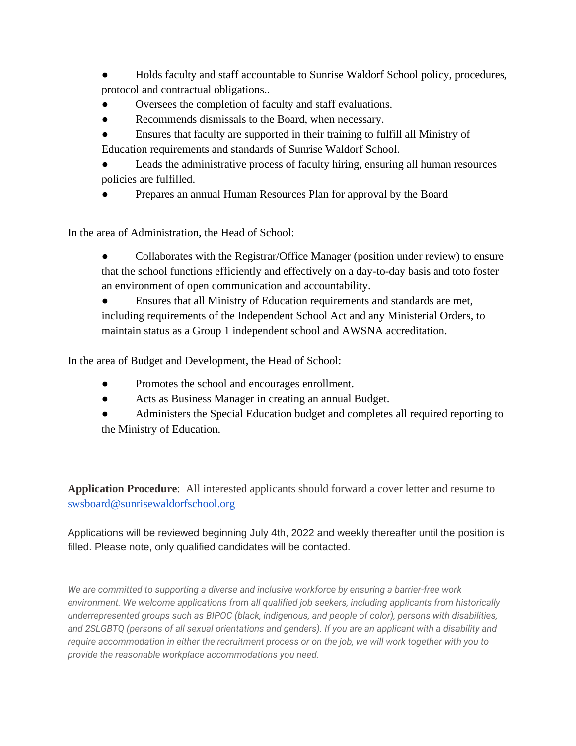- Holds faculty and staff accountable to Sunrise Waldorf School policy, procedures, protocol and contractual obligations..
- Oversees the completion of faculty and staff evaluations.
- Recommends dismissals to the Board, when necessary.
- Ensures that faculty are supported in their training to fulfill all Ministry of Education requirements and standards of Sunrise Waldorf School.
- Leads the administrative process of faculty hiring, ensuring all human resources policies are fulfilled.
- Prepares an annual Human Resources Plan for approval by the Board

In the area of Administration, the Head of School:

- Collaborates with the Registrar/Office Manager (position under review) to ensure that the school functions efficiently and effectively on a day-to-day basis and toto foster an environment of open communication and accountability.
- Ensures that all Ministry of Education requirements and standards are met, including requirements of the Independent School Act and any Ministerial Orders, to maintain status as a Group 1 independent school and AWSNA accreditation.

In the area of Budget and Development, the Head of School:

- Promotes the school and encourages enrollment.
- Acts as Business Manager in creating an annual Budget.
- Administers the Special Education budget and completes all required reporting to the Ministry of Education.

**Application Procedure**: All interested applicants should forward a cover letter and resume to [swsboard@sunrisewaldorfschool.org](mailto:swsboard@sunrisewaldorfschool.org)

Applications will be reviewed beginning July 4th, 2022 and weekly thereafter until the position is filled. Please note, only qualified candidates will be contacted.

*We are committed to supporting a diverse and inclusive workforce by ensuring a barrier-free work environment. We welcome applications from all qualified job seekers, including applicants from historically underrepresented groups such as BIPOC (black, indigenous, and people of color), persons with disabilities, and 2SLGBTQ (persons of all sexual orientations and genders). If you are an applicant with a disability and require accommodation in either the recruitment process or on the job, we will work together with you to provide the reasonable workplace accommodations you need.*